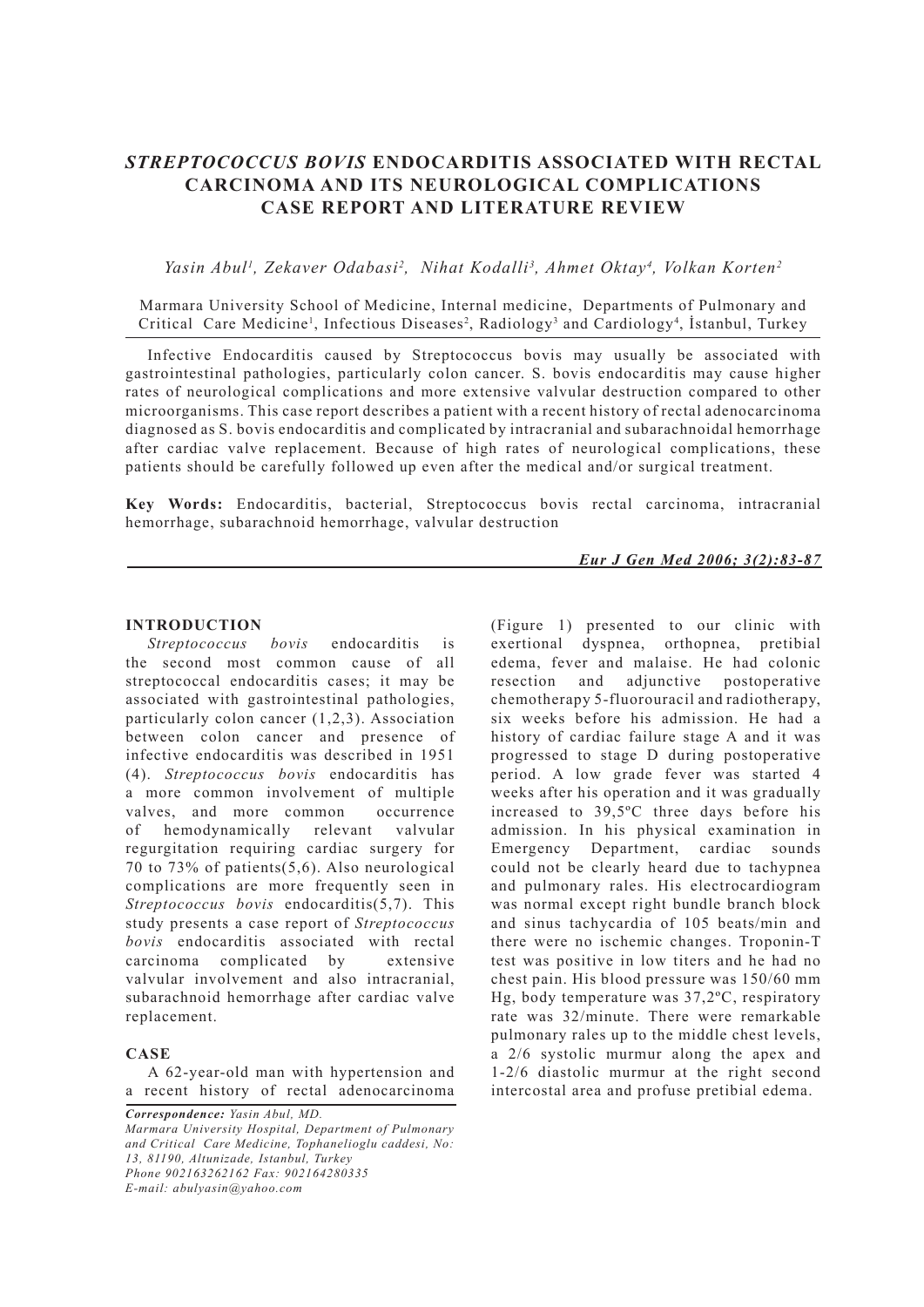# *STREPTOCOCCUS BOVIS* ENDOCARDITIS ASSOCIATED WITH RECTAL CARCINOMA AND ITS NEUROLOGICAL COMPLICATIONS CASE REPORT AND LITERATURE REVIEW

*Yasin Abul[1], Zekaver Odabasi[2], Nihat Kodalli[3], Ahmet Oktay[4], Volkan Korten[2]*

Marmara University School of Medicine, Internal medicine, Departments of Pulmonary and Critical Care Medicine[1], Infectious Diseases[2], Radiology[3] and Cardiology[4], İstanbul, Turkey

Infective Endocarditis caused by Streptococcus bovis may usually be associated with gastrointestinal pathologies, particularly colon cancer. S. bovis endocarditis may cause higher rates of neurological complications and more extensive valvular destruction compared to other microorganisms. This case report describes a patient with a recent history of rectal adenocarcinoma diagnosed as S. bovis endocarditis and complicated by intracranial and subarachnoidal hemorrhage after cardiac valve replacement. Because of high rates of neurological complications, these patients should be carefully followed up even after the medical and/or surgical treatment.

**Key Words:** Endocarditis, bacterial, Streptococcus bovis rectal carcinoma, intracranial hemorrhage, subarachnoid hemorrhage, valvular destruction

## INTRODUCTION

*Streptococcus bovis* endocarditis is the second most common cause of all streptococcal endocarditis cases; it may be associated with gastrointestinal pathologies, particularly colon cancer (1,2,3). Association between colon cancer and presence of infective endocarditis was described in 1951 (4). *Streptococcus bovis* endocarditis has a more common involvement of multiple valves, and more common occurrence of hemodynamically relevant valvular regurgitation requiring cardiac surgery for 70 to 73% of patients(5,6). Also neurological complications are more frequently seen in *Streptococcus bovis* endocarditis(5,7). This study presents a case report of *Streptococcus bovis* endocarditis associated with rectal carcinoma complicated by extensive valvular involvement and also intracranial, subarachnoid hemorrhage after cardiac valve replacement.

## CASE

A 62-year-old man with hypertension and a recent history of rectal adenocarcinoma (Figure 1) presented to our clinic with exertional dyspnea, orthopnea, pretibial edema, fever and malaise. He had colonic resection and adjunctive postoperative chemotherapy 5-fluorouracil and radiotherapy, six weeks before his admission. He had a history of cardiac failure stage A and it was progressed to stage D during postoperative period. A low grade fever was started 4 weeks after his operation and it was gradually increased to 39,5ºC three days before his admission. In his physical examination in Emergency Department, cardiac sounds could not be clearly heard due to tachypnea and pulmonary rales. His electrocardiogram was normal except right bundle branch block and sinus tachycardia of 105 beats/min and there were no ischemic changes. Troponin-T test was positive in low titers and he had no chest pain. His blood pressure was 150/60 mm Hg, body temperature was 37,2ºC, respiratory rate was 32/minute. There were remarkable pulmonary rales up to the middle chest levels, a 2/6 systolic murmur along the apex and 1-2/6 diastolic murmur at the right second intercostal area and profuse pretibial edema.

*Correspondence: Yasin Abul, MD.*
*Marmara University Hospital, Department of Pulmonary and Critical Care Medicine, Tophanelioglu caddesi, No: 13, 81190, Altunizade, Istanbul, Turkey*
*Phone 902163262162 Fax: 902164280335*
*E-mail: abulyasin@yahoo.com*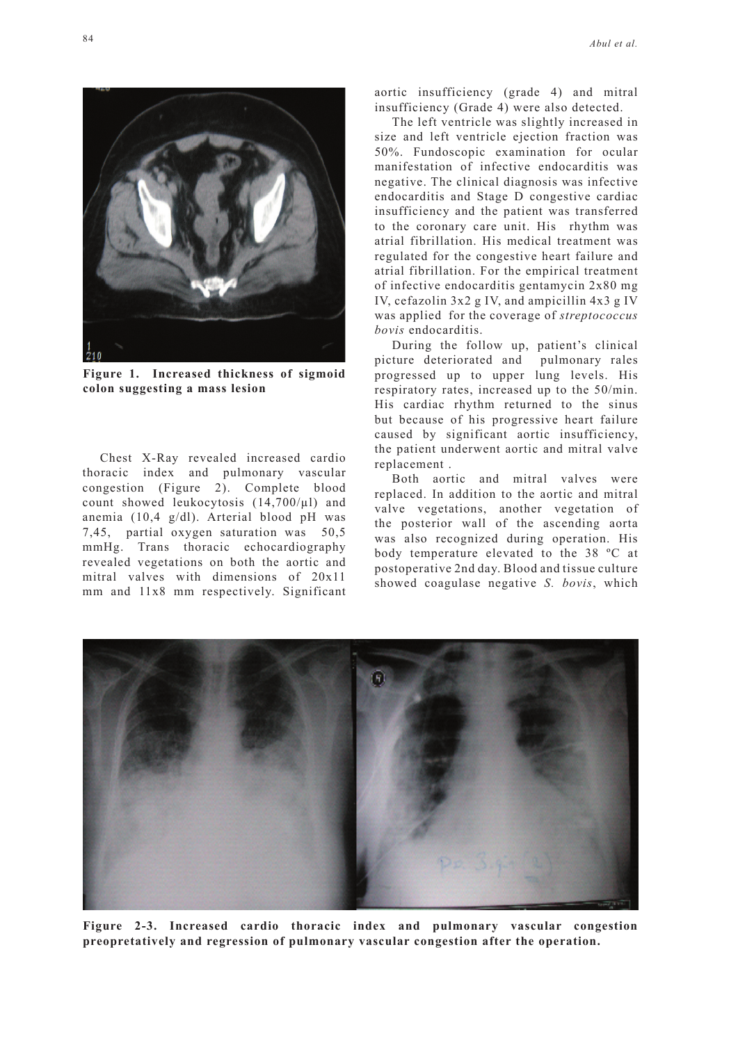**Figure 1. Increased thickness of sigmoid colon suggesting a mass lesion**

Chest X-Ray revealed increased cardio thoracic index and pulmonary vascular congestion (Figure 2). Complete blood count showed leukocytosis (14,700/µl) and anemia (10,4 g/dl). Arterial blood pH was 7,45, partial oxygen saturation was 50,5 mmHg. Trans thoracic echocardiography revealed vegetations on both the aortic and mitral valves with dimensions of 20x11 mm and 11x8 mm respectively. Significant aortic insufficiency (grade 4) and mitral insufficiency (Grade 4) were also detected.

The left ventricle was slightly increased in size and left ventricle ejection fraction was 50%. Fundoscopic examination for ocular manifestation of infective endocarditis was negative. The clinical diagnosis was infective endocarditis and Stage D congestive cardiac insufficiency and the patient was transferred to the coronary care unit. His rhythm was atrial fibrillation. His medical treatment was regulated for the congestive heart failure and atrial fibrillation. For the empirical treatment of infective endocarditis gentamycin 2x80 mg IV, cefazolin 3x2 g IV, and ampicillin 4x3 g IV was applied for the coverage of *streptococcus bovis* endocarditis.

During the follow up, patient's clinical picture deteriorated and pulmonary rales progressed up to upper lung levels. His respiratory rates, increased up to the 50/min. His cardiac rhythm returned to the sinus but because of his progressive heart failure caused by significant aortic insufficiency, the patient underwent aortic and mitral valve replacement .

Both aortic and mitral valves were replaced. In addition to the aortic and mitral valve vegetations, another vegetation of the posterior wall of the ascending aorta was also recognized during operation. His body temperature elevated to the 38 ºC at postoperative 2nd day. Blood and tissue culture showed coagulase negative *S. bovis*, which

**Figure 2-3. Increased cardio thoracic index and pulmonary vascular congestion preopretatively and regression of pulmonary vascular congestion after the operation.**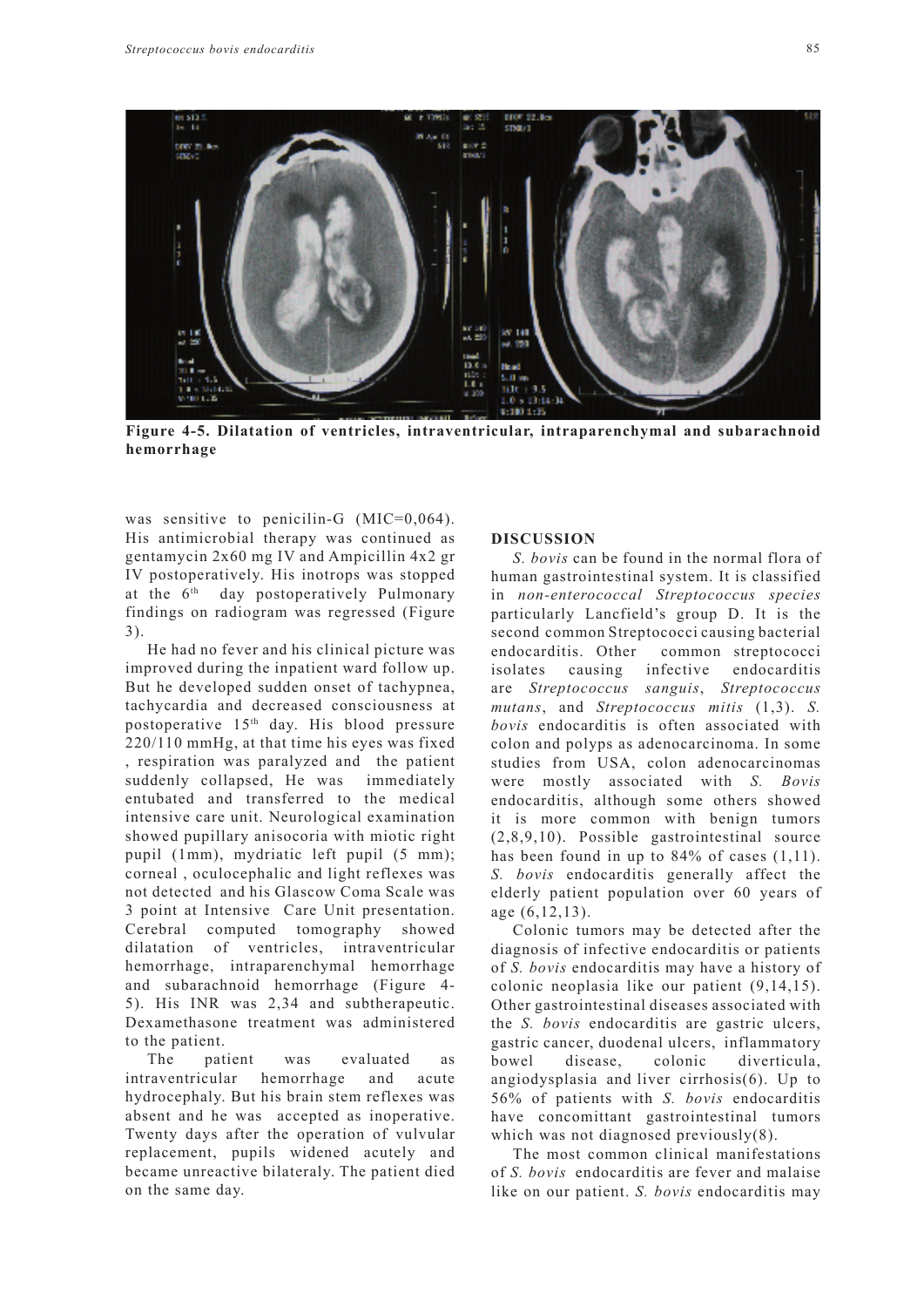**Figure 4-5. Dilatation of ventricles, intraventricular, intraparenchymal and subarachnoid hemorrhage**

was sensitive to penicilin-G (MIC=0,064). His antimicrobial therapy was continued as gentamycin 2x60 mg IV and Ampicillin 4x2 gr IV postoperatively. His inotrops was stopped at the 6th day postoperatively Pulmonary findings on radiogram was regressed (Figure 3).

He had no fever and his clinical picture was improved during the inpatient ward follow up. But he developed sudden onset of tachypnea, tachycardia and decreased consciousness at postoperative 15th day. His blood pressure 220/110 mmHg, at that time his eyes was fixed , respiration was paralyzed and the patient suddenly collapsed, He was immediately entubated and transferred to the medical intensive care unit. Neurological examination showed pupillary anisocoria with miotic right pupil (1mm), mydriatic left pupil (5 mm); corneal , oculocephalic and light reflexes was not detected and his Glascow Coma Scale was 3 point at Intensive Care Unit presentation. Cerebral computed tomography showed dilatation of ventricles, intraventricular hemorrhage, intraparenchymal hemorrhage and subarachnoid hemorrhage (Figure 4-5). His INR was 2,34 and subtherapeutic. Dexamethasone treatment was administered to the patient.

The patient was evaluated as intraventricular hemorrhage and acute hydrocephaly. But his brain stem reflexes was absent and he was accepted as inoperative. Twenty days after the operation of vulvular replacement, pupils widened acutely and became unreactive bilateraly. The patient died on the same day.

## DISCUSSION

*S. bovis* can be found in the normal flora of human gastrointestinal system. It is classified in *non-enterococcal Streptococcus species* particularly Lancfield's group D. It is the second common Streptococci causing bacterial endocarditis. Other common streptococci isolates causing infective endocarditis are *Streptococcus sanguis*, *Streptococcus mutans*, and *Streptococcus mitis* (1,3). *S. bovis* endocarditis is often associated with colon and polyps as adenocarcinoma. In some studies from USA, colon adenocarcinomas were mostly associated with *S. Bovis* endocarditis, although some others showed it is more common with benign tumors (2,8,9,10). Possible gastrointestinal source has been found in up to 84% of cases (1,11). *S. bovis* endocarditis generally affect the elderly patient population over 60 years of age (6,12,13).

Colonic tumors may be detected after the diagnosis of infective endocarditis or patients of *S. bovis* endocarditis may have a history of colonic neoplasia like our patient (9,14,15). Other gastrointestinal diseases associated with the *S. bovis* endocarditis are gastric ulcers, gastric cancer, duodenal ulcers, inflammatory bowel disease, colonic diverticula, angiodysplasia and liver cirrhosis(6). Up to 56% of patients with *S. bovis* endocarditis have concomittant gastrointestinal tumors which was not diagnosed previously(8).

The most common clinical manifestations of *S. bovis* endocarditis are fever and malaise like on our patient. *S. bovis* endocarditis may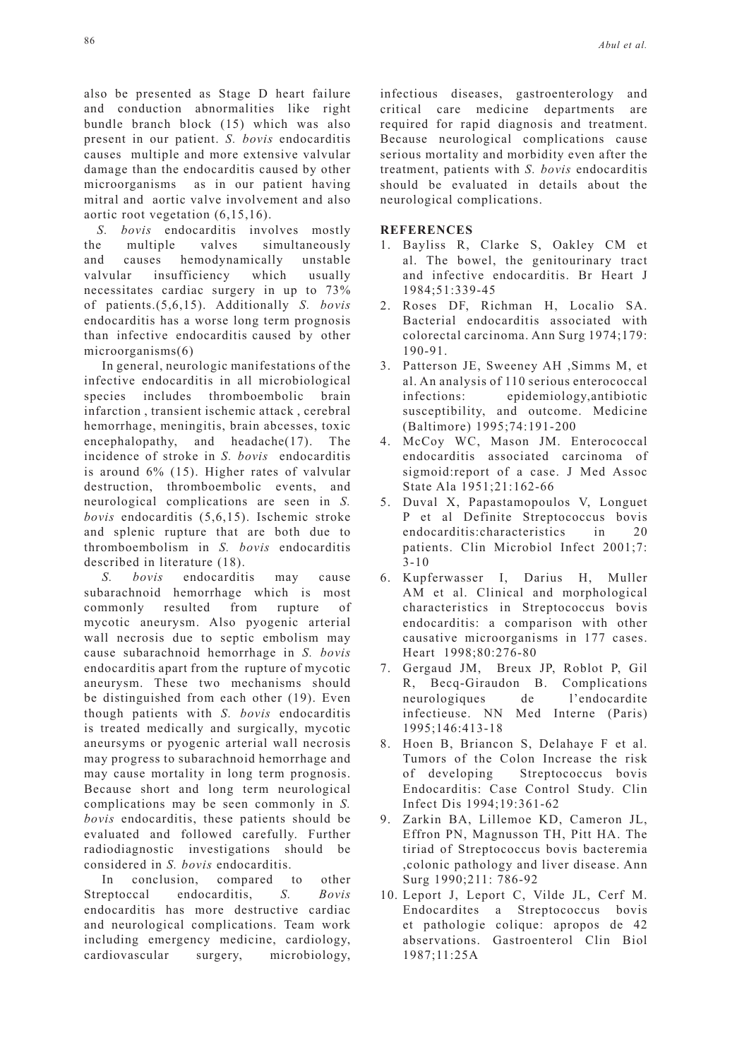also be presented as Stage D heart failure and conduction abnormalities like right bundle branch block (15) which was also present in our patient. *S. bovis* endocarditis causes multiple and more extensive valvular damage than the endocarditis caused by other microorganisms as in our patient having mitral and aortic valve involvement and also aortic root vegetation (6,15,16).

*S. bovis* endocarditis involves mostly the multiple valves simultaneously and causes hemodynamically unstable valvular insufficiency which usually necessitates cardiac surgery in up to 73% of patients.(5,6,15). Additionally *S. bovis* endocarditis has a worse long term prognosis than infective endocarditis caused by other microorganisms(6)

In general, neurologic manifestations of the infective endocarditis in all microbiological species includes thromboembolic brain infarction , transient ischemic attack , cerebral hemorrhage, meningitis, brain abcesses, toxic encephalopathy, and headache(17). The incidence of stroke in *S. bovis* endocarditis is around 6% (15). Higher rates of valvular destruction, thromboembolic events, and neurological complications are seen in *S. bovis* endocarditis (5,6,15). Ischemic stroke and splenic rupture that are both due to thromboembolism in *S. bovis* endocarditis described in literature (18).

*S. bovis* endocarditis may cause subarachnoid hemorrhage which is most commonly resulted from rupture of mycotic aneurysm. Also pyogenic arterial wall necrosis due to septic embolism may cause subarachnoid hemorrhage in *S. bovis* endocarditis apart from the rupture of mycotic aneurysm. These two mechanisms should be distinguished from each other (19). Even though patients with *S. bovis* endocarditis is treated medically and surgically, mycotic aneursyms or pyogenic arterial wall necrosis may progress to subarachnoid hemorrhage and may cause mortality in long term prognosis. Because short and long term neurological complications may be seen commonly in *S. bovis* endocarditis, these patients should be evaluated and followed carefully. Further radiodiagnostic investigations should be considered in *S. bovis* endocarditis.

In conclusion, compared to other Streptoccal endocarditis, *S. Bovis* endocarditis has more destructive cardiac and neurological complications. Team work including emergency medicine, cardiology, cardiovascular surgery, microbiology, infectious diseases, gastroenterology and critical care medicine departments are required for rapid diagnosis and treatment. Because neurological complications cause serious mortality and morbidity even after the treatment, patients with *S. bovis* endocarditis should be evaluated in details about the neurological complications.

## REFERENCES

1. Bayliss R, Clarke S, Oakley CM et al. The bowel, the genitourinary tract and infective endocarditis. Br Heart J 1984;51:339-45
2. Roses DF, Richman H, Localio SA. Bacterial endocarditis associated with colorectal carcinoma. Ann Surg 1974;179: 190-91.
3. Patterson JE, Sweeney AH ,Simms M, et al. An analysis of 110 serious enterococcal infections: epidemiology,antibiotic susceptibility, and outcome. Medicine (Baltimore) 1995;74:191-200
4. McCoy WC, Mason JM. Enterococcal endocarditis associated carcinoma of sigmoid:report of a case. J Med Assoc State Ala 1951;21:162-66
5. Duval X, Papastamopoulos V, Longuet P et al Definite Streptococcus bovis endocarditis:characteristics in 20 patients. Clin Microbiol Infect 2001;7: 3-10
6. Kupferwasser I, Darius H, Muller AM et al. Clinical and morphological characteristics in Streptococcus bovis endocarditis: a comparison with other causative microorganisms in 177 cases. Heart 1998;80:276-80
7. Gergaud JM, Breux JP, Roblot P, Gil R, Becq-Giraudon B. Complications neurologiques de l'endocardite infectieuse. NN Med Interne (Paris) 1995;146:413-18
8. Hoen B, Briancon S, Delahaye F et al. Tumors of the Colon Increase the risk of developing Streptococcus bovis Endocarditis: Case Control Study. Clin Infect Dis 1994;19:361-62
9. Zarkin BA, Lillemoe KD, Cameron JL, Effron PN, Magnusson TH, Pitt HA. The tiriad of Streptococcus bovis bacteremia ,colonic pathology and liver disease. Ann Surg 1990;211: 786-92
10. Leport J, Leport C, Vilde JL, Cerf M. Endocardites a Streptococcus bovis et pathologie colique: apropos de 42 observations. Gastroenterol Clin Biol 1987;11:25A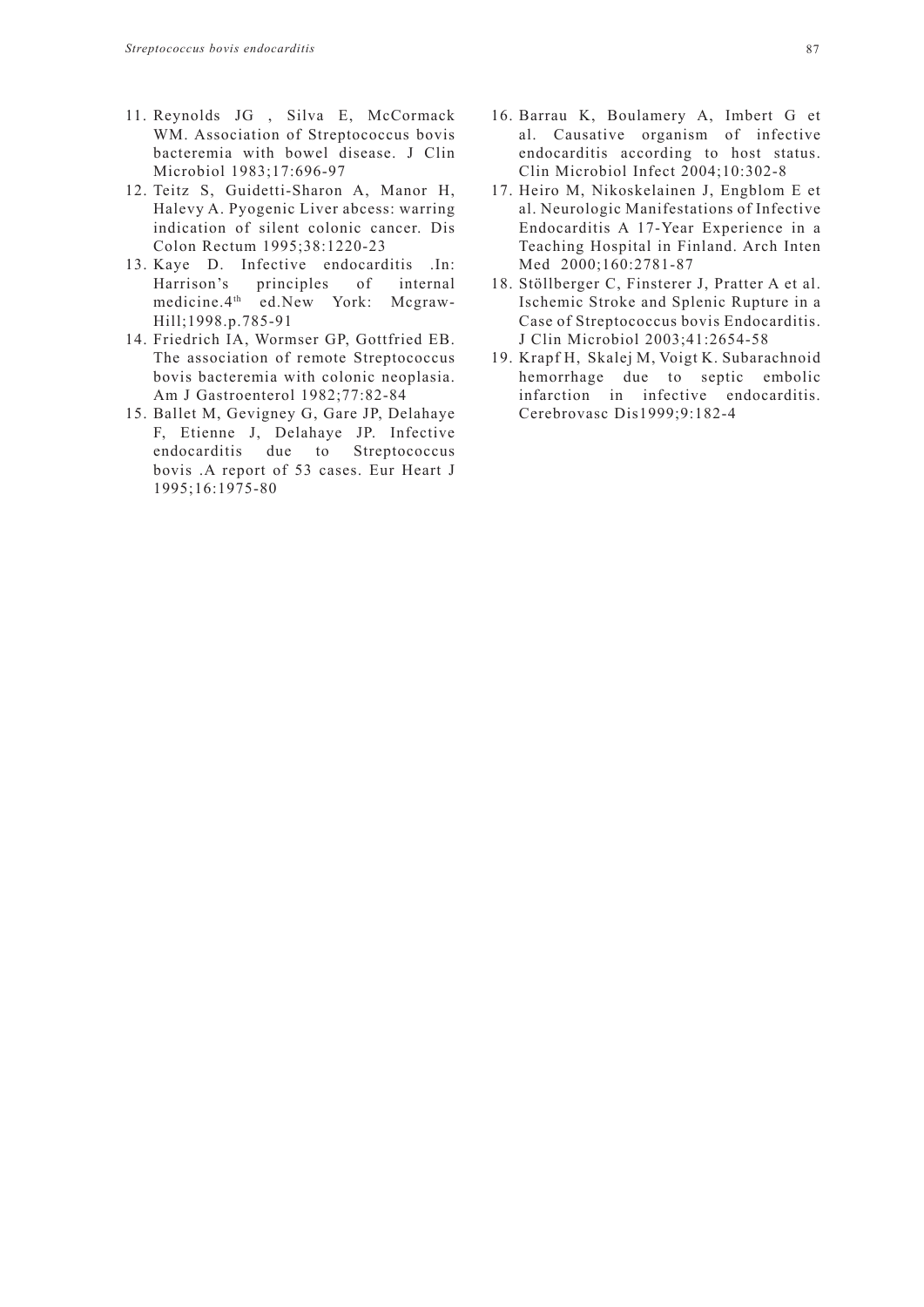11. Reynolds JG , Silva E, McCormack WM. Association of Streptococcus bovis bacteremia with bowel disease. J Clin Microbiol 1983;17:696-97
12. Teitz S, Guidetti-Sharon A, Manor H, Halevy A. Pyogenic Liver abcess: warring indication of silent colonic cancer. Dis Colon Rectum 1995;38:1220-23
13. Kaye D. Infective endocarditis .In: Harrison's principles of internal medicine.4th ed.New York: Mcgraw-Hill;1998.p.785-91
14. Friedrich IA, Wormser GP, Gottfried EB. The association of remote Streptococcus bovis bacteremia with colonic neoplasia. Am J Gastroenterol 1982;77:82-84
15. Ballet M, Gevigney G, Gare JP, Delahaye F, Etienne J, Delahaye JP. Infective endocarditis due to Streptococcus bovis .A report of 53 cases. Eur Heart J 1995;16:1975-80
16. Barrau K, Boulamery A, Imbert G et al. Causative organism of infective endocarditis according to host status. Clin Microbiol Infect 2004;10:302-8
17. Heiro M, Nikoskelainen J, Engblom E et al. Neurologic Manifestations of Infective Endocarditis A 17-Year Experience in a Teaching Hospital in Finland. Arch Inten Med 2000;160:2781-87
18. Stöllberger C, Finsterer J, Pratter A et al. Ischemic Stroke and Splenic Rupture in a Case of Streptococcus bovis Endocarditis. J Clin Microbiol 2003;41:2654-58
19. Krapf H, Skalej M, Voigt K. Subarachnoid hemorrhage due to septic embolic infarction in infective endocarditis. Cerebrovasc Dis1999;9:182-4